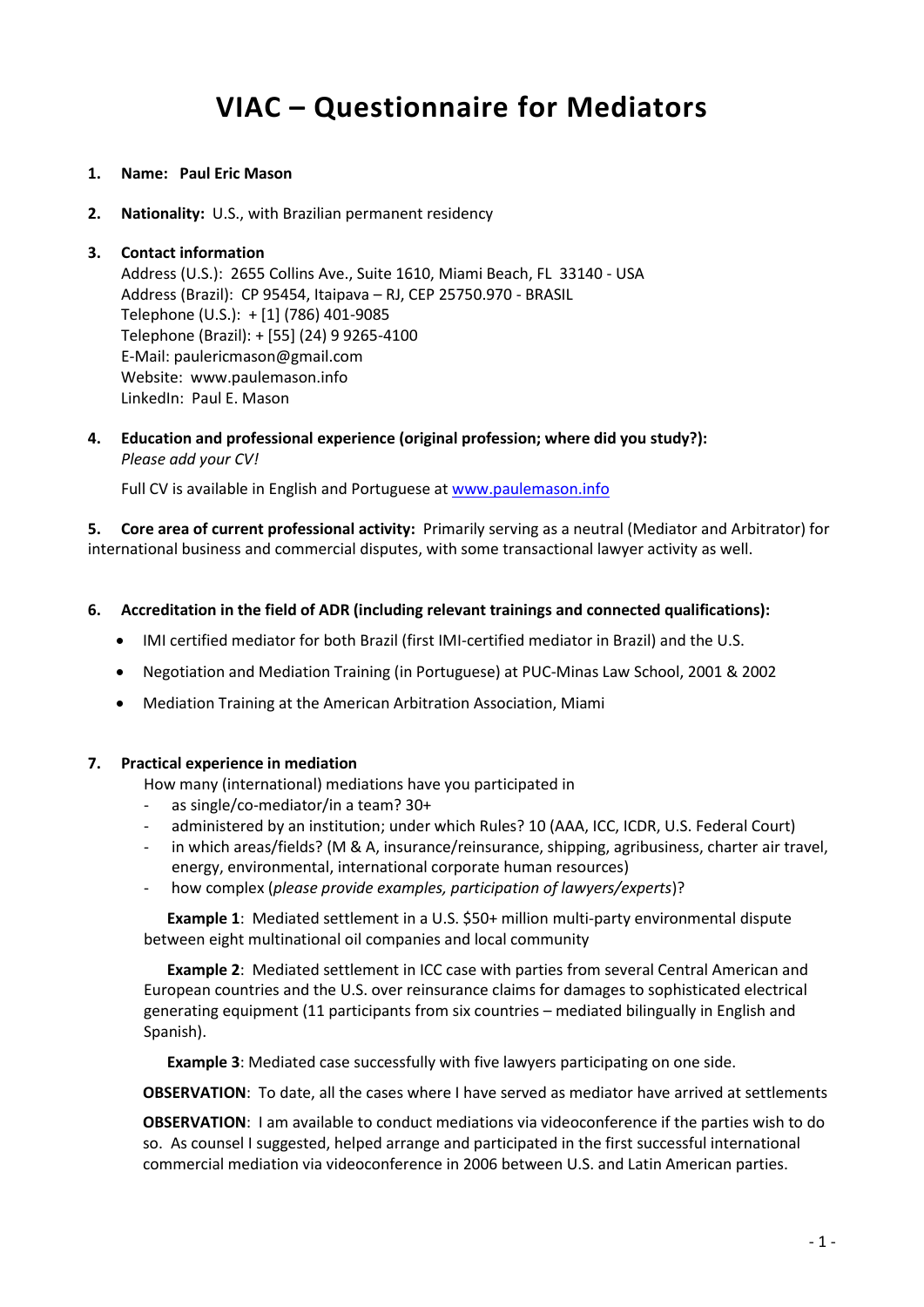# VIAC – Questionnaire for Mediators

1. **Name: Paul Eric Mason**

2. **Nationality:** U.S., with Brazilian permanent residency

3. **Contact information**
   Address (U.S.): 2655 Collins Ave., Suite 1610, Miami Beach, FL 33140 - USA
   Address (Brazil): CP 95454, Itaipava – RJ, CEP 25750.970 - BRASIL
   Telephone (U.S.): + [1] (786) 401-9085
   Telephone (Brazil): + [55] (24) 9 9265-4100
   E-Mail: paulericmason@gmail.com
   Website: www.paulemason.info
   LinkedIn: Paul E. Mason

4. **Education and professional experience (original profession; where did you study?):**
   *Please add your CV!*

   Full CV is available in English and Portuguese at www.paulemason.info

5. **Core area of current professional activity:** Primarily serving as a neutral (Mediator and Arbitrator) for international business and commercial disputes, with some transactional lawyer activity as well.

6. **Accreditation in the field of ADR (including relevant trainings and connected qualifications):**

   - IMI certified mediator for both Brazil (first IMI-certified mediator in Brazil) and the U.S.
   - Negotiation and Mediation Training (in Portuguese) at PUC-Minas Law School, 2001 & 2002
   - Mediation Training at the American Arbitration Association, Miami

7. **Practical experience in mediation**
   How many (international) mediations have you participated in
   - as single/co-mediator/in a team? 30+
   - administered by an institution; under which Rules? 10 (AAA, ICC, ICDR, U.S. Federal Court)
   - in which areas/fields? (M & A, insurance/reinsurance, shipping, agribusiness, charter air travel, energy, environmental, international corporate human resources)
   - how complex (*please provide examples, participation of lawyers/experts*)?

   **Example 1**: Mediated settlement in a U.S. $50+ million multi-party environmental dispute between eight multinational oil companies and local community

   **Example 2**: Mediated settlement in ICC case with parties from several Central American and European countries and the U.S. over reinsurance claims for damages to sophisticated electrical generating equipment (11 participants from six countries – mediated bilingually in English and Spanish).

   **Example 3**: Mediated case successfully with five lawyers participating on one side.

   **OBSERVATION**: To date, all the cases where I have served as mediator have arrived at settlements

   **OBSERVATION**: I am available to conduct mediations via videoconference if the parties wish to do so. As counsel I suggested, helped arrange and participated in the first successful international commercial mediation via videoconference in 2006 between U.S. and Latin American parties.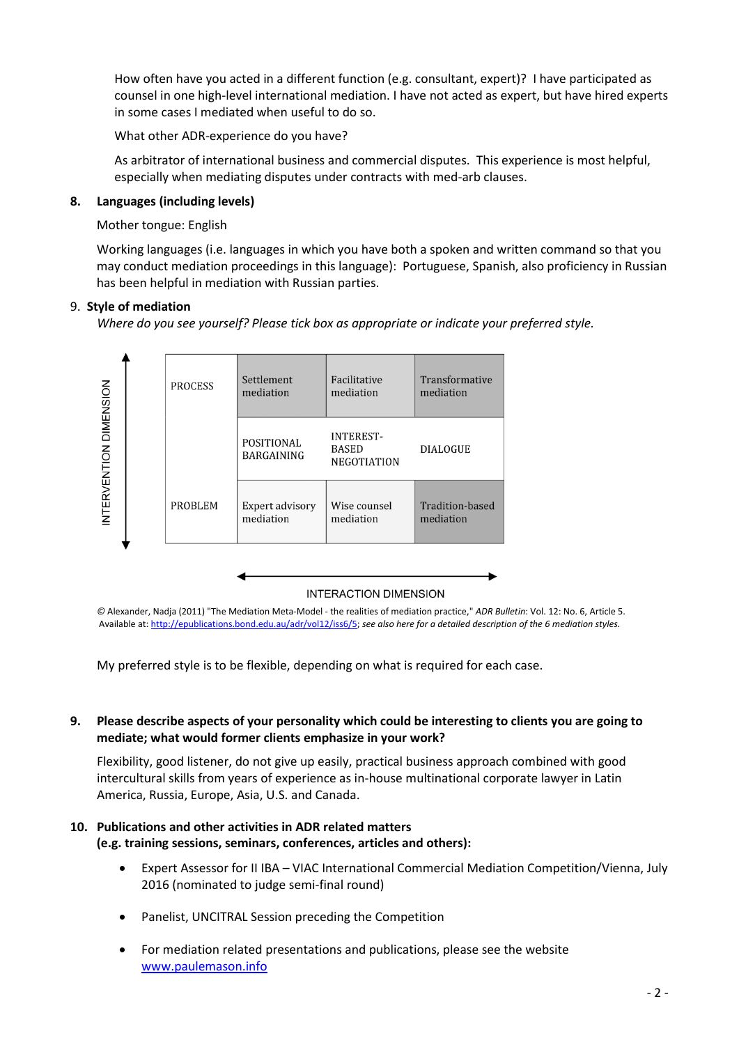How often have you acted in a different function (e.g. consultant, expert)? I have participated as counsel in one high-level international mediation. I have not acted as expert, but have hired experts in some cases I mediated when useful to do so.

What other ADR-experience do you have?

As arbitrator of international business and commercial disputes. This experience is most helpful, especially when mediating disputes under contracts with med-arb clauses.

**8. Languages (including levels)**

Mother tongue: English

Working languages (i.e. languages in which you have both a spoken and written command so that you may conduct mediation proceedings in this language): Portuguese, Spanish, also proficiency in Russian has been helpful in mediation with Russian parties.

**9. Style of mediation**

*Where do you see yourself? Please tick box as appropriate or indicate your preferred style.*

INTERVENTION DIMENSION (vertical axis)

| | | | |
|---|---|---|---|
| PROCESS | Settlement mediation | Facilitative mediation | Transformative mediation |
| | POSITIONAL BARGAINING | INTEREST-BASED NEGOTIATION | DIALOGUE |
| PROBLEM | Expert advisory mediation | Wise counsel mediation | Tradition-based mediation |

INTERACTION DIMENSION (horizontal axis)

© Alexander, Nadja (2011) "The Mediation Meta-Model - the realities of mediation practice," *ADR Bulletin*: Vol. 12: No. 6, Article 5. Available at: http://epublications.bond.edu.au/adr/vol12/iss6/5; *see also here for a detailed description of the 6 mediation styles.*

My preferred style is to be flexible, depending on what is required for each case.

**9. Please describe aspects of your personality which could be interesting to clients you are going to mediate; what would former clients emphasize in your work?**

Flexibility, good listener, do not give up easily, practical business approach combined with good intercultural skills from years of experience as in-house multinational corporate lawyer in Latin America, Russia, Europe, Asia, U.S. and Canada.

**10. Publications and other activities in ADR related matters (e.g. training sessions, seminars, conferences, articles and others):**

- Expert Assessor for II IBA – VIAC International Commercial Mediation Competition/Vienna, July 2016 (nominated to judge semi-final round)
- Panelist, UNCITRAL Session preceding the Competition
- For mediation related presentations and publications, please see the website www.paulemason.info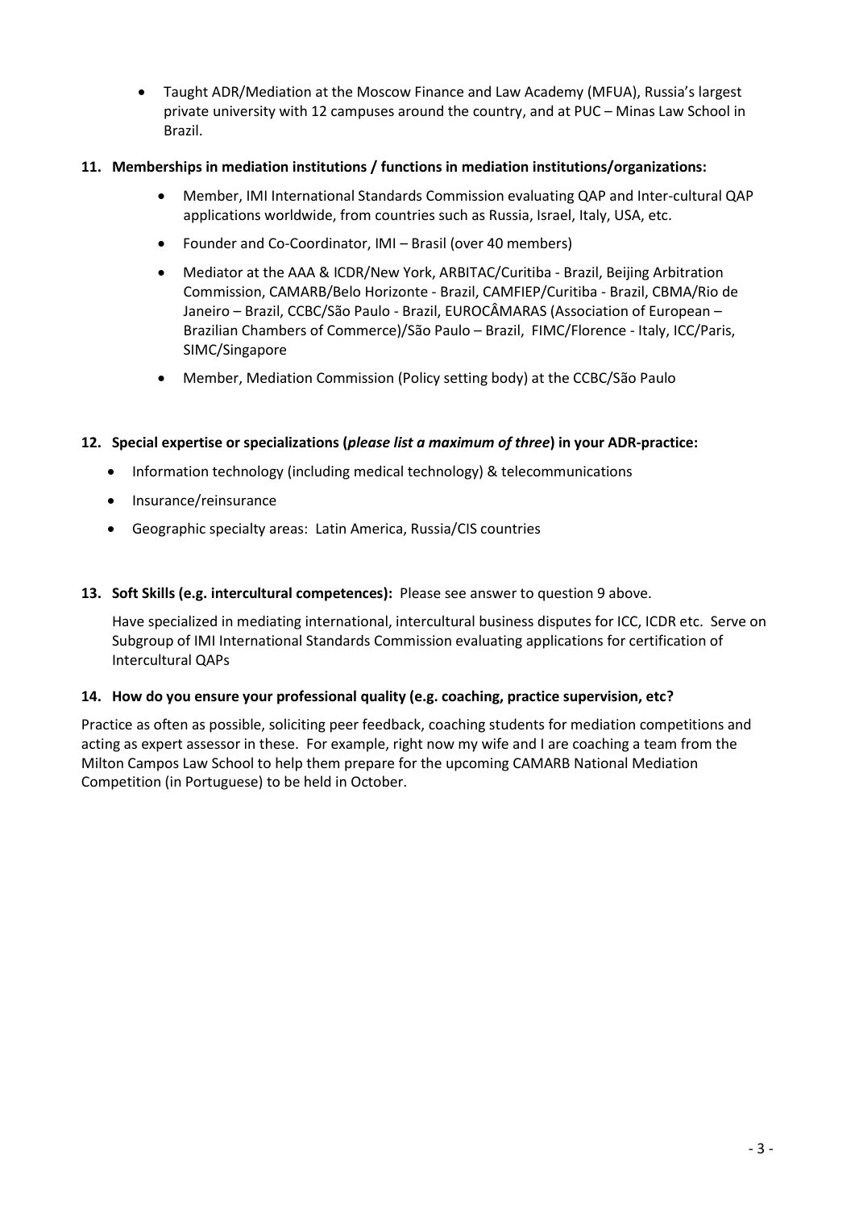- Taught ADR/Mediation at the Moscow Finance and Law Academy (MFUA), Russia's largest private university with 12 campuses around the country, and at PUC – Minas Law School in Brazil.

**11. Memberships in mediation institutions / functions in mediation institutions/organizations:**

- Member, IMI International Standards Commission evaluating QAP and Inter-cultural QAP applications worldwide, from countries such as Russia, Israel, Italy, USA, etc.
- Founder and Co-Coordinator, IMI – Brasil (over 40 members)
- Mediator at the AAA & ICDR/New York, ARBITAC/Curitiba - Brazil, Beijing Arbitration Commission, CAMARB/Belo Horizonte - Brazil, CAMFIEP/Curitiba - Brazil, CBMA/Rio de Janeiro – Brazil, CCBC/São Paulo - Brazil, EUROCÂMARAS (Association of European – Brazilian Chambers of Commerce)/São Paulo – Brazil, FIMC/Florence - Italy, ICC/Paris, SIMC/Singapore
- Member, Mediation Commission (Policy setting body) at the CCBC/São Paulo

**12. Special expertise or specializations (*please list a maximum of three*) in your ADR-practice:**

- Information technology (including medical technology) & telecommunications
- Insurance/reinsurance
- Geographic specialty areas: Latin America, Russia/CIS countries

**13. Soft Skills (e.g. intercultural competences):** Please see answer to question 9 above.

Have specialized in mediating international, intercultural business disputes for ICC, ICDR etc. Serve on Subgroup of IMI International Standards Commission evaluating applications for certification of Intercultural QAPs

**14. How do you ensure your professional quality (e.g. coaching, practice supervision, etc?**

Practice as often as possible, soliciting peer feedback, coaching students for mediation competitions and acting as expert assessor in these. For example, right now my wife and I are coaching a team from the Milton Campos Law School to help them prepare for the upcoming CAMARB National Mediation Competition (in Portuguese) to be held in October.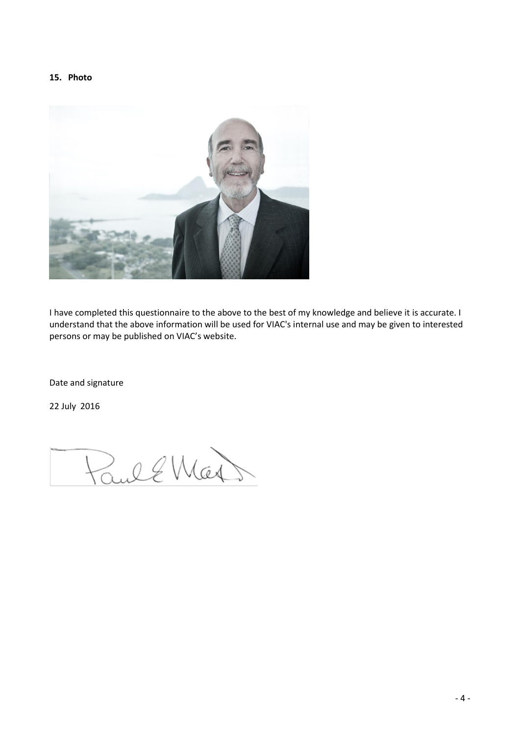**15. Photo**

I have completed this questionnaire to the above to the best of my knowledge and believe it is accurate. I understand that the above information will be used for VIAC's internal use and may be given to interested persons or may be published on VIAC's website.

Date and signature

22 July 2016